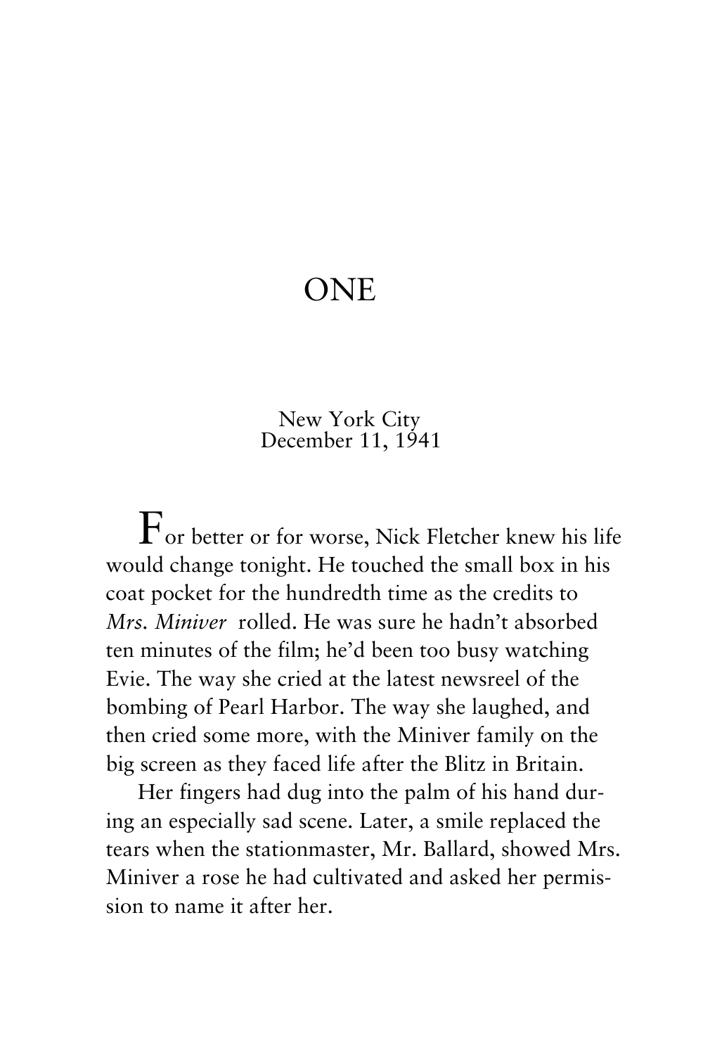# ONE

New York City
December 11, 1941

For better or for worse, Nick Fletcher knew his life would change tonight. He touched the small box in his coat pocket for the hundredth time as the credits to *Mrs. Miniver* rolled. He was sure he hadn't absorbed ten minutes of the film; he'd been too busy watching Evie. The way she cried at the latest newsreel of the bombing of Pearl Harbor. The way she laughed, and then cried some more, with the Miniver family on the big screen as they faced life after the Blitz in Britain.

Her fingers had dug into the palm of his hand during an especially sad scene. Later, a smile replaced the tears when the stationmaster, Mr. Ballard, showed Mrs. Miniver a rose he had cultivated and asked her permission to name it after her.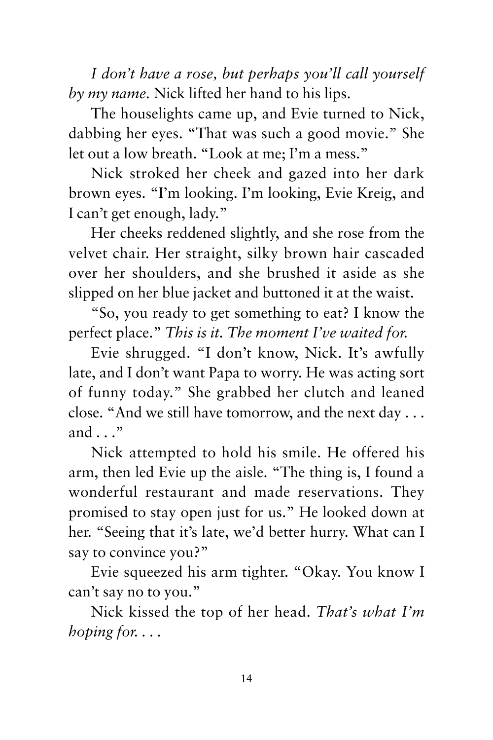*I don't have a rose, but perhaps you'll call yourself by my name.* Nick lifted her hand to his lips.

The houselights came up, and Evie turned to Nick, dabbing her eyes. "That was such a good movie." She let out a low breath. "Look at me; I'm a mess."

Nick stroked her cheek and gazed into her dark brown eyes. "I'm looking. I'm looking, Evie Kreig, and I can't get enough, lady."

Her cheeks reddened slightly, and she rose from the velvet chair. Her straight, silky brown hair cascaded over her shoulders, and she brushed it aside as she slipped on her blue jacket and buttoned it at the waist.

"So, you ready to get something to eat? I know the perfect place." *This is it. The moment I've waited for.*

Evie shrugged. "I don't know, Nick. It's awfully late, and I don't want Papa to worry. He was acting sort of funny today." She grabbed her clutch and leaned close. "And we still have tomorrow, and the next day . . . and . . ."

Nick attempted to hold his smile. He offered his arm, then led Evie up the aisle. "The thing is, I found a wonderful restaurant and made reservations. They promised to stay open just for us." He looked down at her. "Seeing that it's late, we'd better hurry. What can I say to convince you?"

Evie squeezed his arm tighter. "Okay. You know I can't say no to you."

Nick kissed the top of her head. *That's what I'm hoping for. . . .*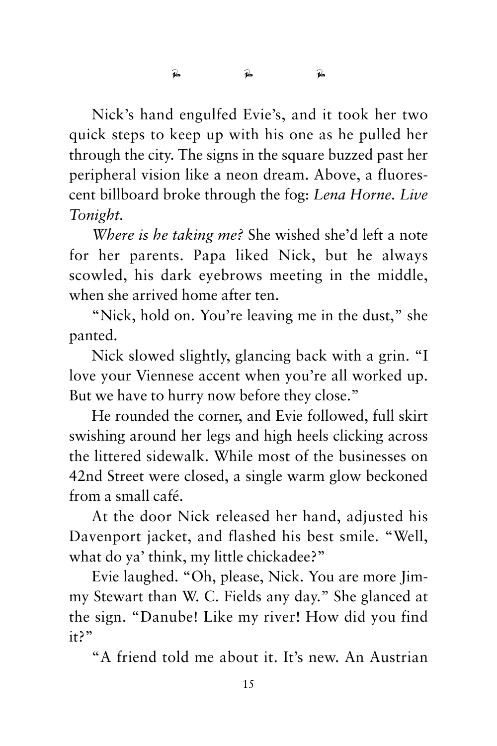Nick's hand engulfed Evie's, and it took her two quick steps to keep up with his one as he pulled her through the city. The signs in the square buzzed past her peripheral vision like a neon dream. Above, a fluorescent billboard broke through the fog: *Lena Horne. Live Tonight.*

*Where is he taking me?* She wished she'd left a note for her parents. Papa liked Nick, but he always scowled, his dark eyebrows meeting in the middle, when she arrived home after ten.

"Nick, hold on. You're leaving me in the dust," she panted.

Nick slowed slightly, glancing back with a grin. "I love your Viennese accent when you're all worked up. But we have to hurry now before they close."

He rounded the corner, and Evie followed, full skirt swishing around her legs and high heels clicking across the littered sidewalk. While most of the businesses on 42nd Street were closed, a single warm glow beckoned from a small café.

At the door Nick released her hand, adjusted his Davenport jacket, and flashed his best smile. "Well, what do ya' think, my little chickadee?"

Evie laughed. "Oh, please, Nick. You are more Jimmy Stewart than W. C. Fields any day." She glanced at the sign. "Danube! Like my river! How did you find it?"

"A friend told me about it. It's new. An Austrian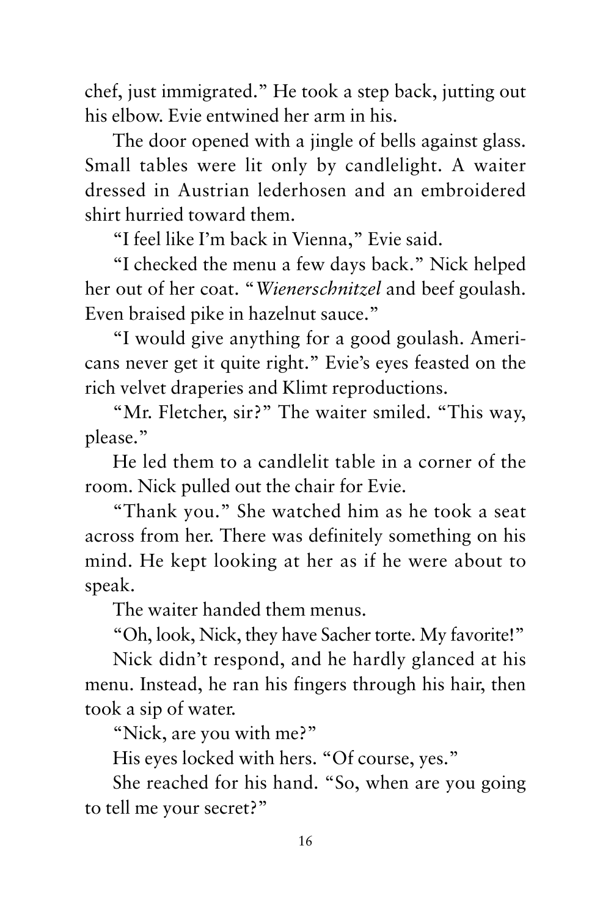chef, just immigrated." He took a step back, jutting out his elbow. Evie entwined her arm in his.

The door opened with a jingle of bells against glass. Small tables were lit only by candlelight. A waiter dressed in Austrian lederhosen and an embroidered shirt hurried toward them.

"I feel like I'm back in Vienna," Evie said.

"I checked the menu a few days back." Nick helped her out of her coat. "*Wienerschnitzel* and beef goulash. Even braised pike in hazelnut sauce."

"I would give anything for a good goulash. Americans never get it quite right." Evie's eyes feasted on the rich velvet draperies and Klimt reproductions.

"Mr. Fletcher, sir?" The waiter smiled. "This way, please."

He led them to a candlelit table in a corner of the room. Nick pulled out the chair for Evie.

"Thank you." She watched him as he took a seat across from her. There was definitely something on his mind. He kept looking at her as if he were about to speak.

The waiter handed them menus.

"Oh, look, Nick, they have Sacher torte. My favorite!"

Nick didn't respond, and he hardly glanced at his menu. Instead, he ran his fingers through his hair, then took a sip of water.

"Nick, are you with me?"

His eyes locked with hers. "Of course, yes."

She reached for his hand. "So, when are you going to tell me your secret?"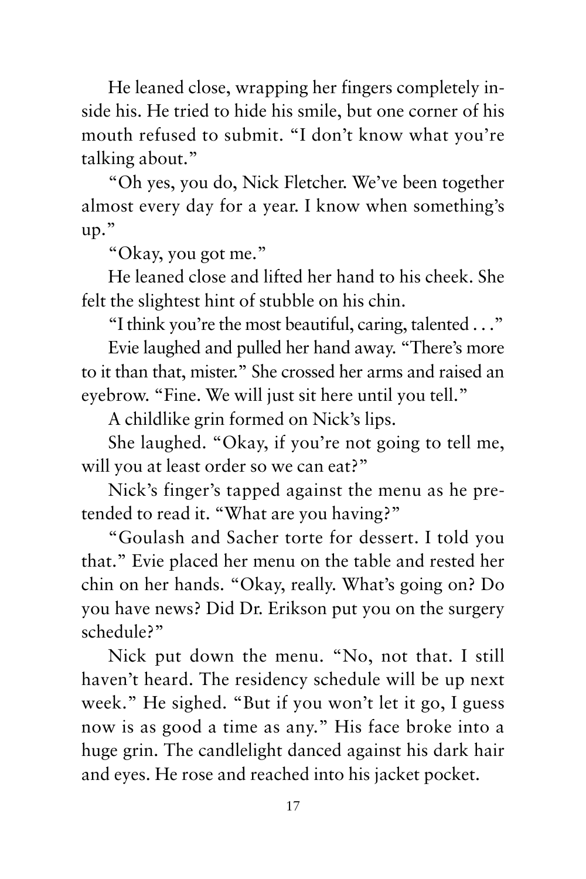He leaned close, wrapping her fingers completely inside his. He tried to hide his smile, but one corner of his mouth refused to submit. "I don't know what you're talking about."

"Oh yes, you do, Nick Fletcher. We've been together almost every day for a year. I know when something's up."

"Okay, you got me."

He leaned close and lifted her hand to his cheek. She felt the slightest hint of stubble on his chin.

"I think you're the most beautiful, caring, talented . . ."

Evie laughed and pulled her hand away. "There's more to it than that, mister." She crossed her arms and raised an eyebrow. "Fine. We will just sit here until you tell."

A childlike grin formed on Nick's lips.

She laughed. "Okay, if you're not going to tell me, will you at least order so we can eat?"

Nick's finger's tapped against the menu as he pretended to read it. "What are you having?"

"Goulash and Sacher torte for dessert. I told you that." Evie placed her menu on the table and rested her chin on her hands. "Okay, really. What's going on? Do you have news? Did Dr. Erikson put you on the surgery schedule?"

Nick put down the menu. "No, not that. I still haven't heard. The residency schedule will be up next week." He sighed. "But if you won't let it go, I guess now is as good a time as any." His face broke into a huge grin. The candlelight danced against his dark hair and eyes. He rose and reached into his jacket pocket.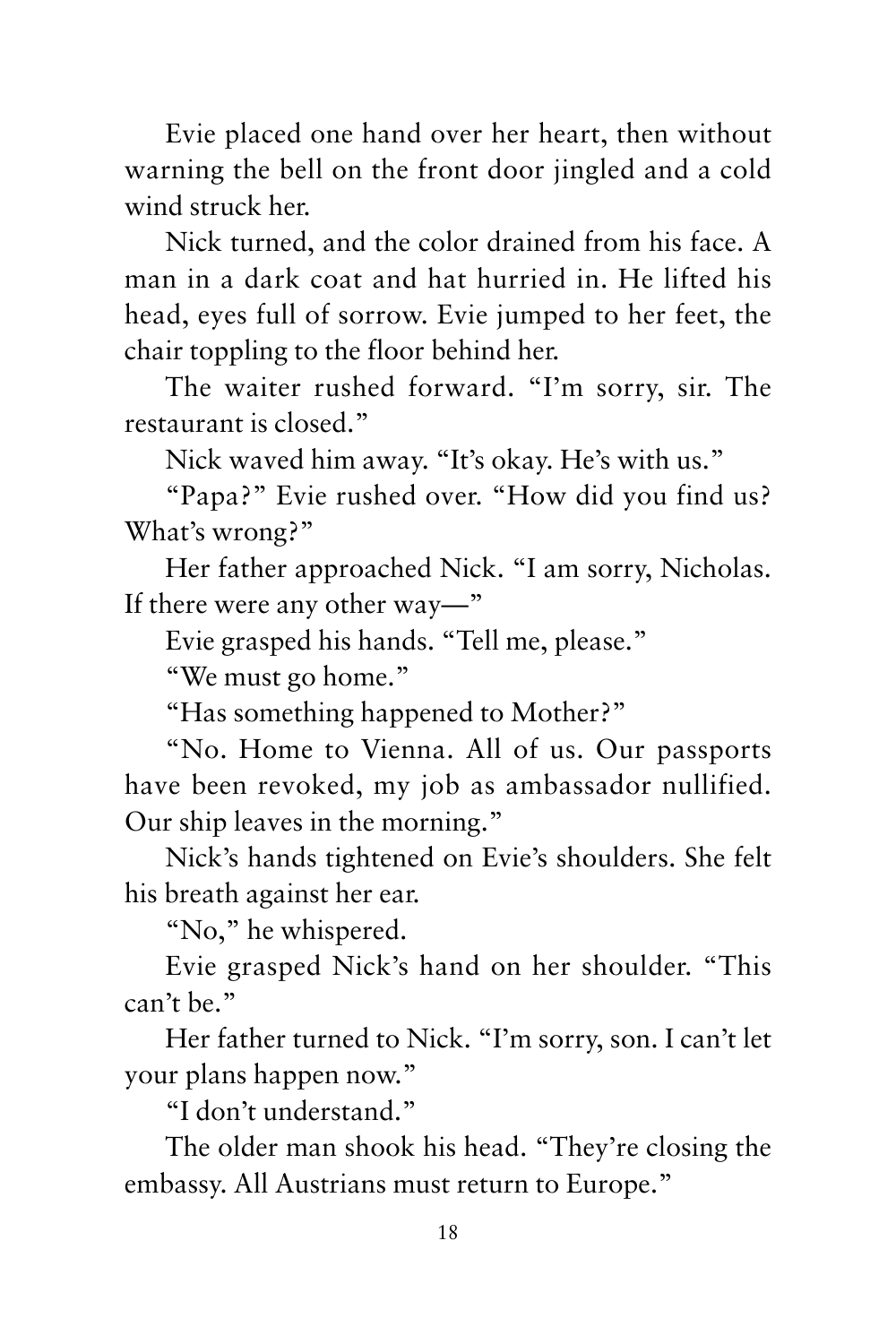Evie placed one hand over her heart, then without warning the bell on the front door jingled and a cold wind struck her.

Nick turned, and the color drained from his face. A man in a dark coat and hat hurried in. He lifted his head, eyes full of sorrow. Evie jumped to her feet, the chair toppling to the floor behind her.

The waiter rushed forward. "I'm sorry, sir. The restaurant is closed."

Nick waved him away. "It's okay. He's with us."

"Papa?" Evie rushed over. "How did you find us? What's wrong?"

Her father approached Nick. "I am sorry, Nicholas. If there were any other way—"

Evie grasped his hands. "Tell me, please."

"We must go home."

"Has something happened to Mother?"

"No. Home to Vienna. All of us. Our passports have been revoked, my job as ambassador nullified. Our ship leaves in the morning."

Nick's hands tightened on Evie's shoulders. She felt his breath against her ear.

"No," he whispered.

Evie grasped Nick's hand on her shoulder. "This can't be."

Her father turned to Nick. "I'm sorry, son. I can't let your plans happen now."

"I don't understand."

The older man shook his head. "They're closing the embassy. All Austrians must return to Europe."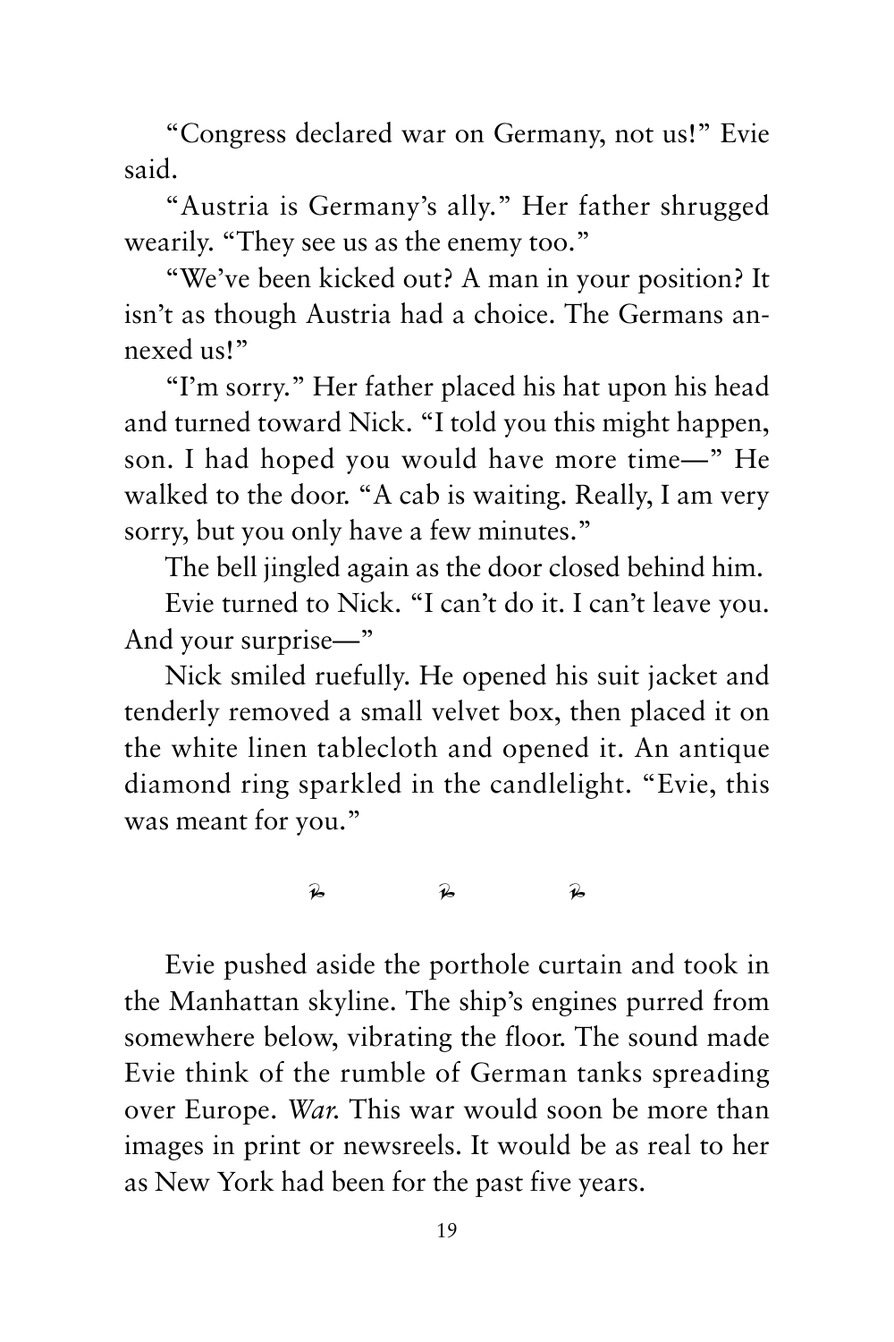"Congress declared war on Germany, not us!" Evie said.

"Austria is Germany's ally." Her father shrugged wearily. "They see us as the enemy too."

"We've been kicked out? A man in your position? It isn't as though Austria had a choice. The Germans annexed us!"

"I'm sorry." Her father placed his hat upon his head and turned toward Nick. "I told you this might happen, son. I had hoped you would have more time—" He walked to the door. "A cab is waiting. Really, I am very sorry, but you only have a few minutes."

The bell jingled again as the door closed behind him.

Evie turned to Nick. "I can't do it. I can't leave you. And your surprise—"

Nick smiled ruefully. He opened his suit jacket and tenderly removed a small velvet box, then placed it on the white linen tablecloth and opened it. An antique diamond ring sparkled in the candlelight. "Evie, this was meant for you."

---

Evie pushed aside the porthole curtain and took in the Manhattan skyline. The ship's engines purred from somewhere below, vibrating the floor. The sound made Evie think of the rumble of German tanks spreading over Europe. *War.* This war would soon be more than images in print or newsreels. It would be as real to her as New York had been for the past five years.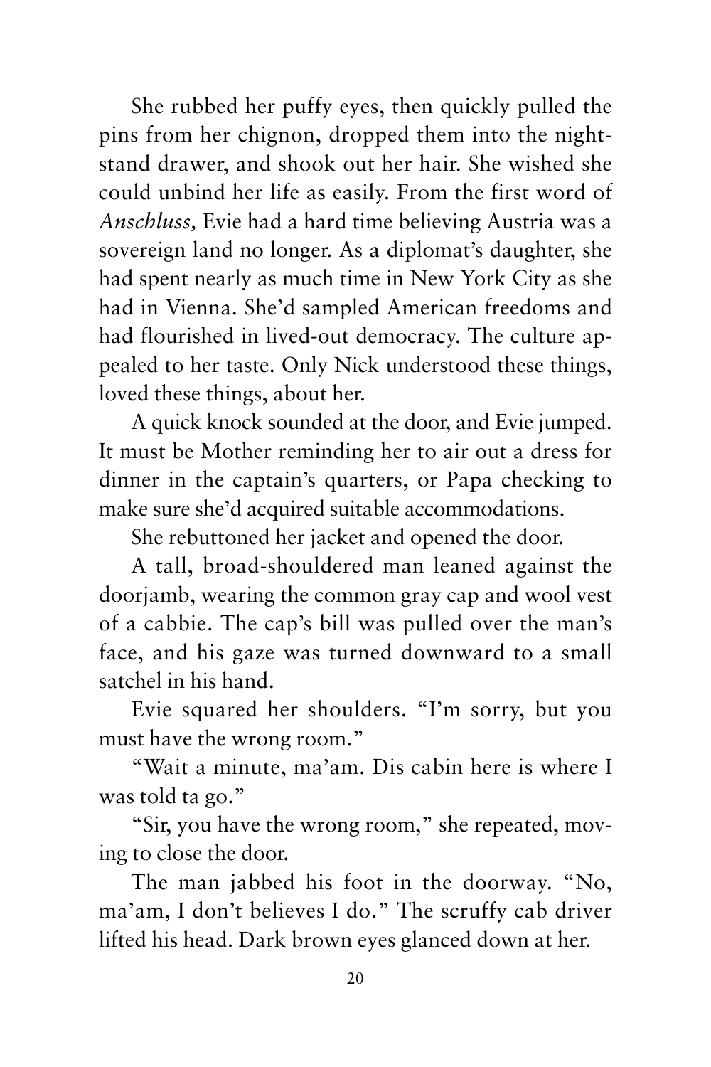She rubbed her puffy eyes, then quickly pulled the pins from her chignon, dropped them into the nightstand drawer, and shook out her hair. She wished she could unbind her life as easily. From the first word of *Anschluss,* Evie had a hard time believing Austria was a sovereign land no longer. As a diplomat's daughter, she had spent nearly as much time in New York City as she had in Vienna. She'd sampled American freedoms and had flourished in lived-out democracy. The culture appealed to her taste. Only Nick understood these things, loved these things, about her.

A quick knock sounded at the door, and Evie jumped. It must be Mother reminding her to air out a dress for dinner in the captain's quarters, or Papa checking to make sure she'd acquired suitable accommodations.

She rebuttoned her jacket and opened the door.

A tall, broad-shouldered man leaned against the doorjamb, wearing the common gray cap and wool vest of a cabbie. The cap's bill was pulled over the man's face, and his gaze was turned downward to a small satchel in his hand.

Evie squared her shoulders. "I'm sorry, but you must have the wrong room."

"Wait a minute, ma'am. Dis cabin here is where I was told ta go."

"Sir, you have the wrong room," she repeated, moving to close the door.

The man jabbed his foot in the doorway. "No, ma'am, I don't believes I do." The scruffy cab driver lifted his head. Dark brown eyes glanced down at her.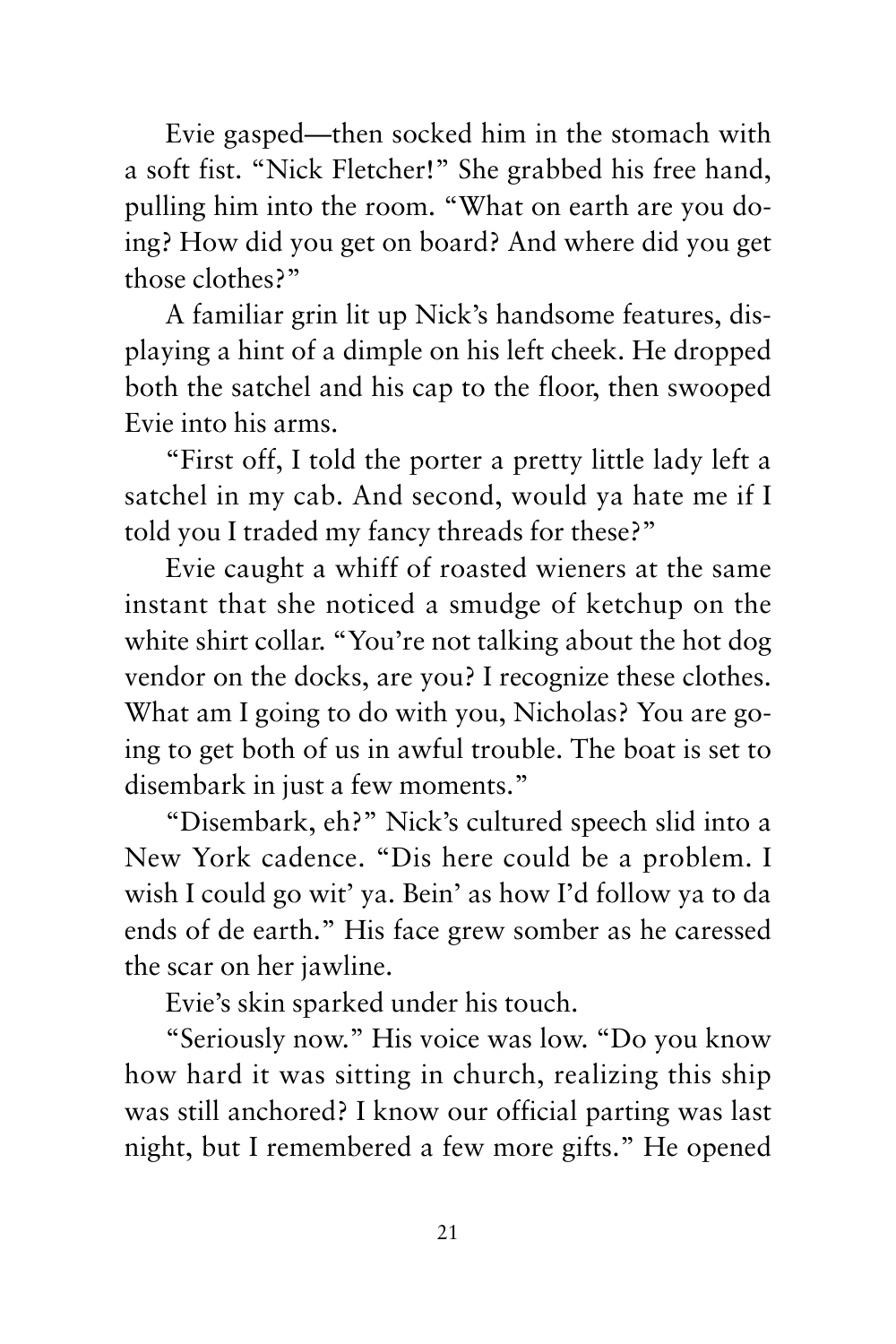Evie gasped—then socked him in the stomach with a soft fist. "Nick Fletcher!" She grabbed his free hand, pulling him into the room. "What on earth are you doing? How did you get on board? And where did you get those clothes?"

A familiar grin lit up Nick's handsome features, displaying a hint of a dimple on his left cheek. He dropped both the satchel and his cap to the floor, then swooped Evie into his arms.

"First off, I told the porter a pretty little lady left a satchel in my cab. And second, would ya hate me if I told you I traded my fancy threads for these?"

Evie caught a whiff of roasted wieners at the same instant that she noticed a smudge of ketchup on the white shirt collar. "You're not talking about the hot dog vendor on the docks, are you? I recognize these clothes. What am I going to do with you, Nicholas? You are going to get both of us in awful trouble. The boat is set to disembark in just a few moments."

"Disembark, eh?" Nick's cultured speech slid into a New York cadence. "Dis here could be a problem. I wish I could go wit' ya. Bein' as how I'd follow ya to da ends of de earth." His face grew somber as he caressed the scar on her jawline.

Evie's skin sparked under his touch.

"Seriously now." His voice was low. "Do you know how hard it was sitting in church, realizing this ship was still anchored? I know our official parting was last night, but I remembered a few more gifts." He opened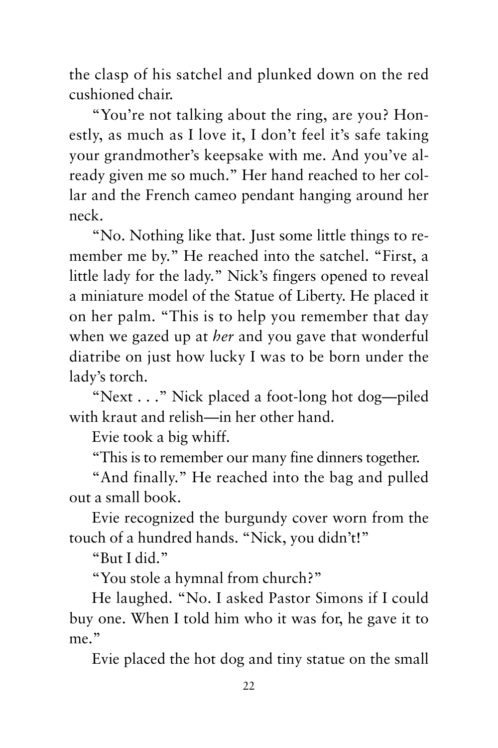the clasp of his satchel and plunked down on the red cushioned chair.

"You're not talking about the ring, are you? Honestly, as much as I love it, I don't feel it's safe taking your grandmother's keepsake with me. And you've already given me so much." Her hand reached to her collar and the French cameo pendant hanging around her neck.

"No. Nothing like that. Just some little things to remember me by." He reached into the satchel. "First, a little lady for the lady." Nick's fingers opened to reveal a miniature model of the Statue of Liberty. He placed it on her palm. "This is to help you remember that day when we gazed up at *her* and you gave that wonderful diatribe on just how lucky I was to be born under the lady's torch.

"Next . . ." Nick placed a foot-long hot dog—piled with kraut and relish—in her other hand.

Evie took a big whiff.

"This is to remember our many fine dinners together.

"And finally." He reached into the bag and pulled out a small book.

Evie recognized the burgundy cover worn from the touch of a hundred hands. "Nick, you didn't!"

"But I did."

"You stole a hymnal from church?"

He laughed. "No. I asked Pastor Simons if I could buy one. When I told him who it was for, he gave it to me."

Evie placed the hot dog and tiny statue on the small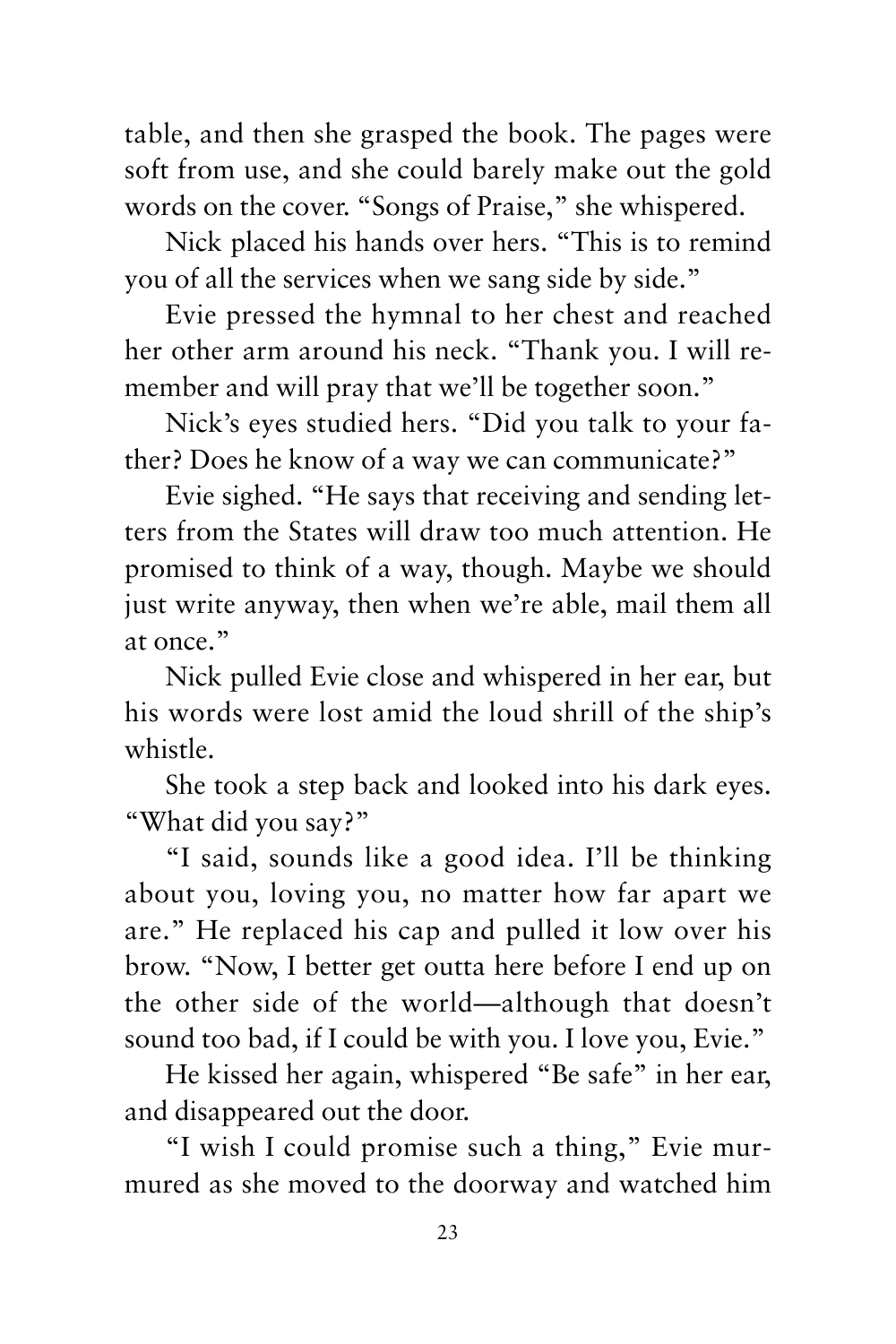table, and then she grasped the book. The pages were soft from use, and she could barely make out the gold words on the cover. "Songs of Praise," she whispered.

Nick placed his hands over hers. "This is to remind you of all the services when we sang side by side."

Evie pressed the hymnal to her chest and reached her other arm around his neck. "Thank you. I will remember and will pray that we'll be together soon."

Nick's eyes studied hers. "Did you talk to your father? Does he know of a way we can communicate?"

Evie sighed. "He says that receiving and sending letters from the States will draw too much attention. He promised to think of a way, though. Maybe we should just write anyway, then when we're able, mail them all at once."

Nick pulled Evie close and whispered in her ear, but his words were lost amid the loud shrill of the ship's whistle.

She took a step back and looked into his dark eyes. "What did you say?"

"I said, sounds like a good idea. I'll be thinking about you, loving you, no matter how far apart we are." He replaced his cap and pulled it low over his brow. "Now, I better get outta here before I end up on the other side of the world—although that doesn't sound too bad, if I could be with you. I love you, Evie."

He kissed her again, whispered "Be safe" in her ear, and disappeared out the door.

"I wish I could promise such a thing," Evie murmured as she moved to the doorway and watched him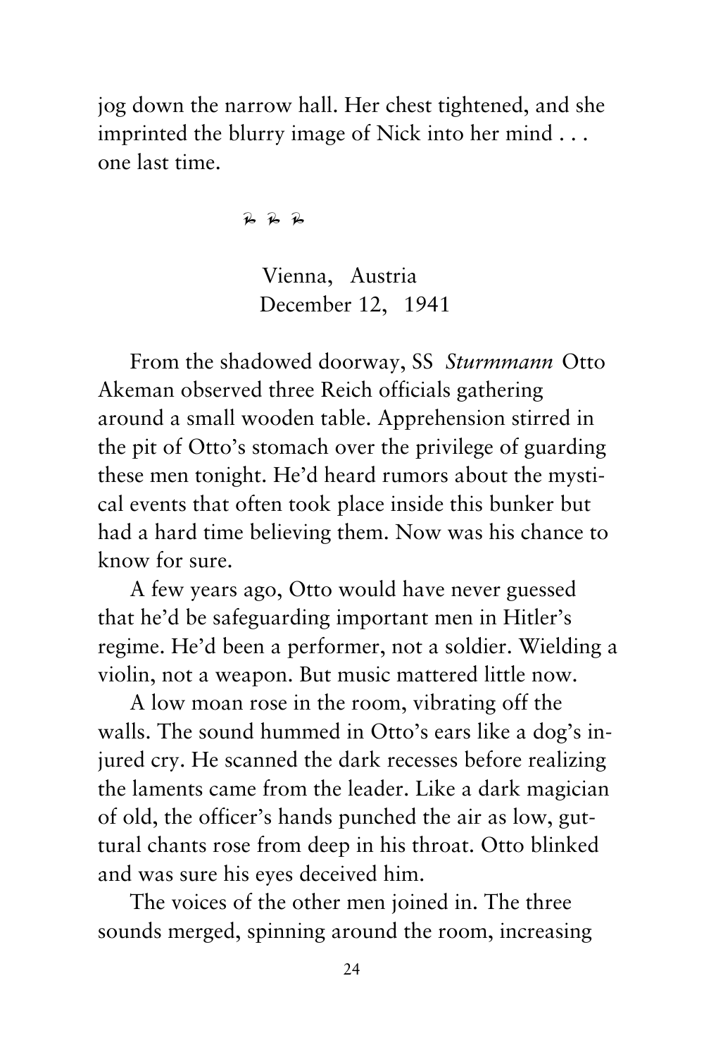jog down the narrow hall. Her chest tightened, and she imprinted the blurry image of Nick into her mind . . . one last time.

ℬ ℬ ℬ

Vienna, Austria
December 12, 1941

From the shadowed doorway, SS *Sturmmann* Otto Akeman observed three Reich officials gathering around a small wooden table. Apprehension stirred in the pit of Otto's stomach over the privilege of guarding these men tonight. He'd heard rumors about the mystical events that often took place inside this bunker but had a hard time believing them. Now was his chance to know for sure.

A few years ago, Otto would have never guessed that he'd be safeguarding important men in Hitler's regime. He'd been a performer, not a soldier. Wielding a violin, not a weapon. But music mattered little now.

A low moan rose in the room, vibrating off the walls. The sound hummed in Otto's ears like a dog's injured cry. He scanned the dark recesses before realizing the laments came from the leader. Like a dark magician of old, the officer's hands punched the air as low, guttural chants rose from deep in his throat. Otto blinked and was sure his eyes deceived him.

The voices of the other men joined in. The three sounds merged, spinning around the room, increasing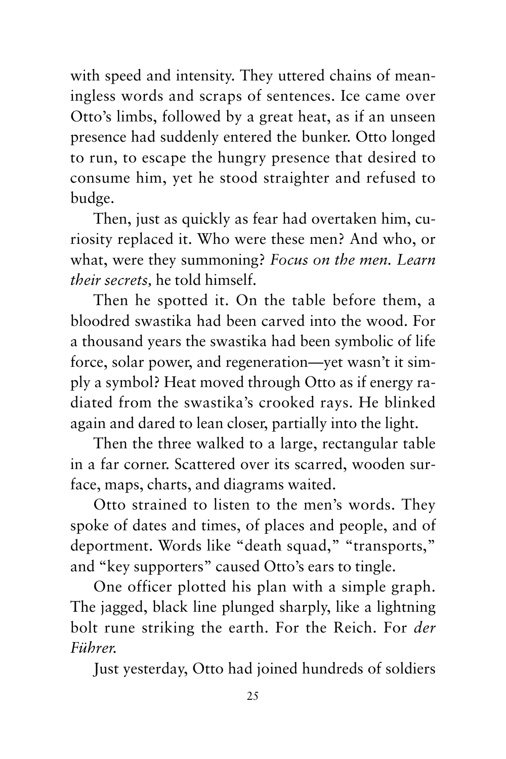with speed and intensity. They uttered chains of meaningless words and scraps of sentences. Ice came over Otto's limbs, followed by a great heat, as if an unseen presence had suddenly entered the bunker. Otto longed to run, to escape the hungry presence that desired to consume him, yet he stood straighter and refused to budge.

Then, just as quickly as fear had overtaken him, curiosity replaced it. Who were these men? And who, or what, were they summoning? *Focus on the men. Learn their secrets,* he told himself.

Then he spotted it. On the table before them, a bloodred swastika had been carved into the wood. For a thousand years the swastika had been symbolic of life force, solar power, and regeneration—yet wasn't it simply a symbol? Heat moved through Otto as if energy radiated from the swastika's crooked rays. He blinked again and dared to lean closer, partially into the light.

Then the three walked to a large, rectangular table in a far corner. Scattered over its scarred, wooden surface, maps, charts, and diagrams waited.

Otto strained to listen to the men's words. They spoke of dates and times, of places and people, and of deportment. Words like "death squad," "transports," and "key supporters" caused Otto's ears to tingle.

One officer plotted his plan with a simple graph. The jagged, black line plunged sharply, like a lightning bolt rune striking the earth. For the Reich. For *der Führer.*

Just yesterday, Otto had joined hundreds of soldiers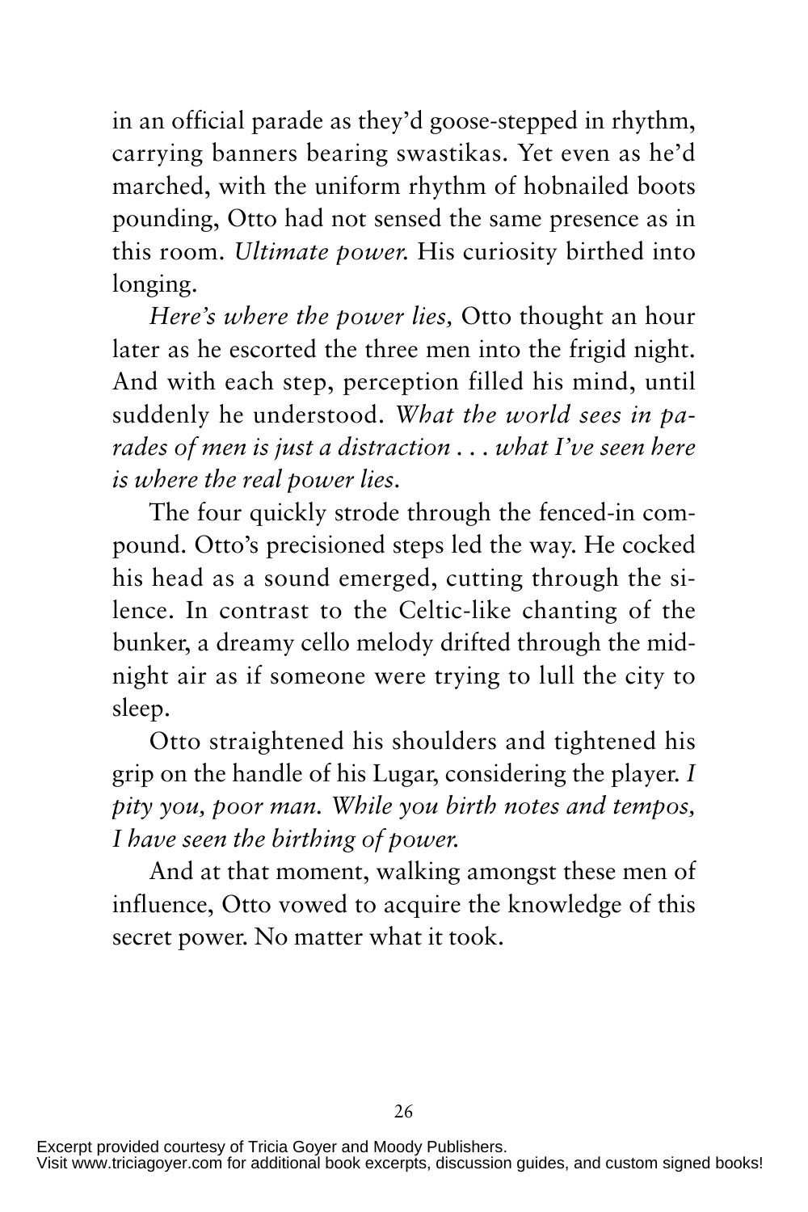in an official parade as they'd goose-stepped in rhythm, carrying banners bearing swastikas. Yet even as he'd marched, with the uniform rhythm of hobnailed boots pounding, Otto had not sensed the same presence as in this room. *Ultimate power.* His curiosity birthed into longing.

*Here's where the power lies,* Otto thought an hour later as he escorted the three men into the frigid night. And with each step, perception filled his mind, until suddenly he understood. *What the world sees in parades of men is just a distraction . . . what I've seen here is where the real power lies.*

The four quickly strode through the fenced-in compound. Otto's precisioned steps led the way. He cocked his head as a sound emerged, cutting through the silence. In contrast to the Celtic-like chanting of the bunker, a dreamy cello melody drifted through the midnight air as if someone were trying to lull the city to sleep.

Otto straightened his shoulders and tightened his grip on the handle of his Lugar, considering the player. *I pity you, poor man. While you birth notes and tempos, I have seen the birthing of power.*

And at that moment, walking amongst these men of influence, Otto vowed to acquire the knowledge of this secret power. No matter what it took.

Excerpt provided courtesy of Tricia Goyer and Moody Publishers.
Visit www.triciagoyer.com for additional book excerpts, discussion guides, and custom signed books!